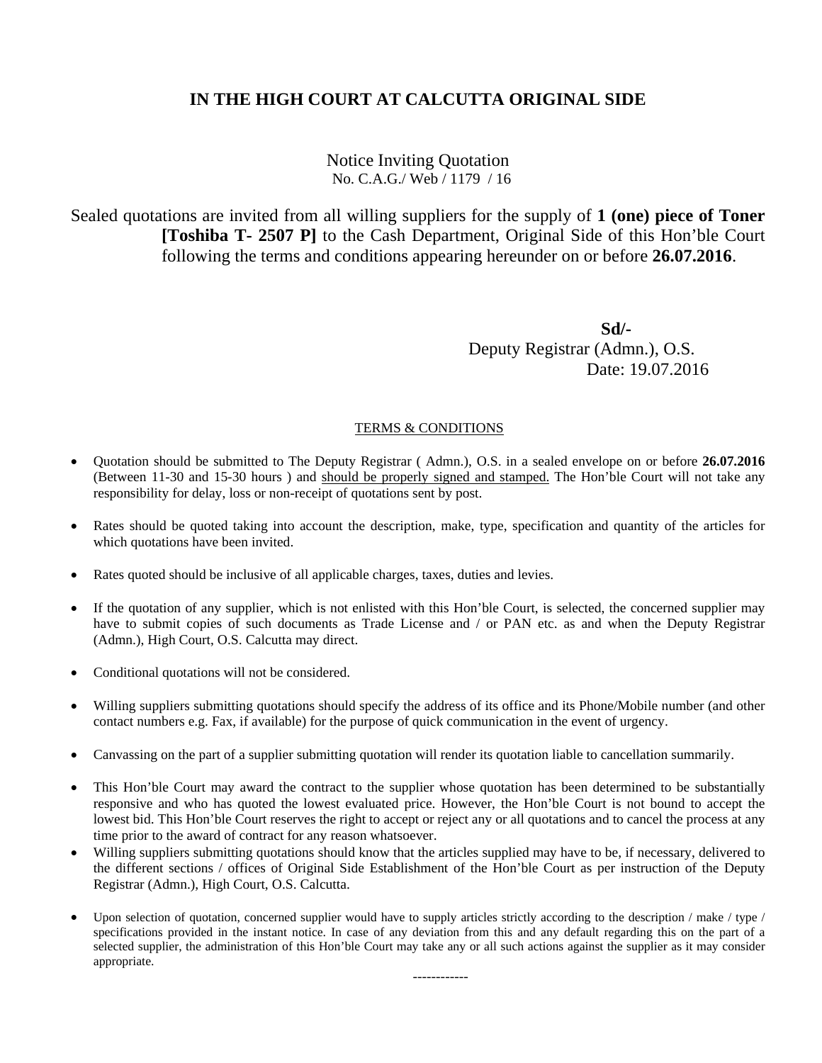# IN THE HIGH COURT AT CALCUTTA ORIGINAL SIDE

Notice Inviting Quotation
No. C.A.G./ Web / 1179 / 16

Sealed quotations are invited from all willing suppliers for the supply of **1 (one) piece of Toner [Toshiba T- 2507 P]** to the Cash Department, Original Side of this Hon'ble Court following the terms and conditions appearing hereunder on or before **26.07.2016**.

**Sd/-**
Deputy Registrar (Admn.), O.S.
Date: 19.07.2016

TERMS & CONDITIONS

- Quotation should be submitted to The Deputy Registrar ( Admn.), O.S. in a sealed envelope on or before **26.07.2016** (Between 11-30 and 15-30 hours ) and should be properly signed and stamped. The Hon'ble Court will not take any responsibility for delay, loss or non-receipt of quotations sent by post.
- Rates should be quoted taking into account the description, make, type, specification and quantity of the articles for which quotations have been invited.
- Rates quoted should be inclusive of all applicable charges, taxes, duties and levies.
- If the quotation of any supplier, which is not enlisted with this Hon'ble Court, is selected, the concerned supplier may have to submit copies of such documents as Trade License and / or PAN etc. as and when the Deputy Registrar (Admn.), High Court, O.S. Calcutta may direct.
- Conditional quotations will not be considered.
- Willing suppliers submitting quotations should specify the address of its office and its Phone/Mobile number (and other contact numbers e.g. Fax, if available) for the purpose of quick communication in the event of urgency.
- Canvassing on the part of a supplier submitting quotation will render its quotation liable to cancellation summarily.
- This Hon'ble Court may award the contract to the supplier whose quotation has been determined to be substantially responsive and who has quoted the lowest evaluated price. However, the Hon'ble Court is not bound to accept the lowest bid. This Hon'ble Court reserves the right to accept or reject any or all quotations and to cancel the process at any time prior to the award of contract for any reason whatsoever.
- Willing suppliers submitting quotations should know that the articles supplied may have to be, if necessary, delivered to the different sections / offices of Original Side Establishment of the Hon'ble Court as per instruction of the Deputy Registrar (Admn.), High Court, O.S. Calcutta.
- Upon selection of quotation, concerned supplier would have to supply articles strictly according to the description / make / type / specifications provided in the instant notice. In case of any deviation from this and any default regarding this on the part of a selected supplier, the administration of this Hon'ble Court may take any or all such actions against the supplier as it may consider appropriate.

------------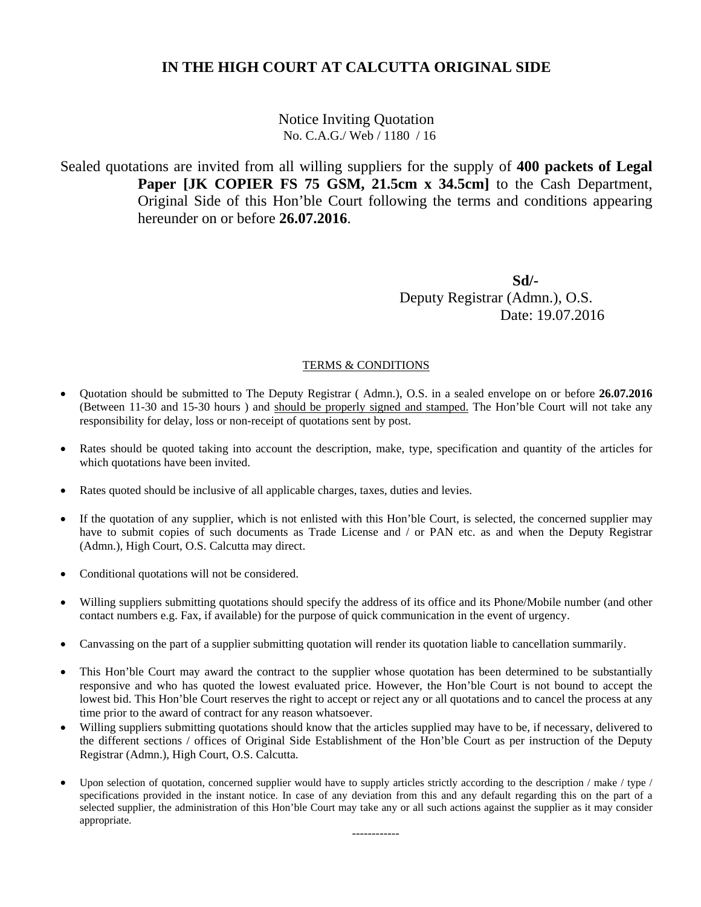# IN THE HIGH COURT AT CALCUTTA ORIGINAL SIDE

Notice Inviting Quotation
No. C.A.G./ Web / 1180 / 16

Sealed quotations are invited from all willing suppliers for the supply of **400 packets of Legal Paper [JK COPIER FS 75 GSM, 21.5cm x 34.5cm]** to the Cash Department, Original Side of this Hon'ble Court following the terms and conditions appearing hereunder on or before **26.07.2016**.

**Sd/-**
Deputy Registrar (Admn.), O.S.
Date: 19.07.2016

## TERMS & CONDITIONS

- Quotation should be submitted to The Deputy Registrar ( Admn.), O.S. in a sealed envelope on or before **26.07.2016** (Between 11-30 and 15-30 hours ) and should be properly signed and stamped. The Hon'ble Court will not take any responsibility for delay, loss or non-receipt of quotations sent by post.
- Rates should be quoted taking into account the description, make, type, specification and quantity of the articles for which quotations have been invited.
- Rates quoted should be inclusive of all applicable charges, taxes, duties and levies.
- If the quotation of any supplier, which is not enlisted with this Hon'ble Court, is selected, the concerned supplier may have to submit copies of such documents as Trade License and / or PAN etc. as and when the Deputy Registrar (Admn.), High Court, O.S. Calcutta may direct.
- Conditional quotations will not be considered.
- Willing suppliers submitting quotations should specify the address of its office and its Phone/Mobile number (and other contact numbers e.g. Fax, if available) for the purpose of quick communication in the event of urgency.
- Canvassing on the part of a supplier submitting quotation will render its quotation liable to cancellation summarily.
- This Hon'ble Court may award the contract to the supplier whose quotation has been determined to be substantially responsive and who has quoted the lowest evaluated price. However, the Hon'ble Court is not bound to accept the lowest bid. This Hon'ble Court reserves the right to accept or reject any or all quotations and to cancel the process at any time prior to the award of contract for any reason whatsoever.
- Willing suppliers submitting quotations should know that the articles supplied may have to be, if necessary, delivered to the different sections / offices of Original Side Establishment of the Hon'ble Court as per instruction of the Deputy Registrar (Admn.), High Court, O.S. Calcutta.
- Upon selection of quotation, concerned supplier would have to supply articles strictly according to the description / make / type / specifications provided in the instant notice. In case of any deviation from this and any default regarding this on the part of a selected supplier, the administration of this Hon'ble Court may take any or all such actions against the supplier as it may consider appropriate.

------------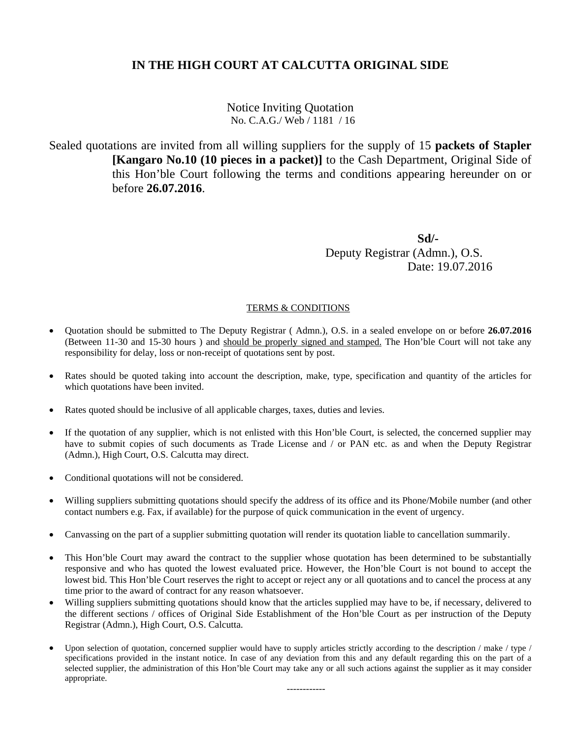# IN THE HIGH COURT AT CALCUTTA ORIGINAL SIDE

Notice Inviting Quotation
No. C.A.G./ Web / 1181 / 16

Sealed quotations are invited from all willing suppliers for the supply of 15 **packets of Stapler [Kangaro No.10 (10 pieces in a packet)]** to the Cash Department, Original Side of this Hon'ble Court following the terms and conditions appearing hereunder on or before **26.07.2016**.

**Sd/-**
Deputy Registrar (Admn.), O.S.
Date: 19.07.2016

TERMS & CONDITIONS

- Quotation should be submitted to The Deputy Registrar ( Admn.), O.S. in a sealed envelope on or before **26.07.2016** (Between 11-30 and 15-30 hours ) and should be properly signed and stamped. The Hon'ble Court will not take any responsibility for delay, loss or non-receipt of quotations sent by post.
- Rates should be quoted taking into account the description, make, type, specification and quantity of the articles for which quotations have been invited.
- Rates quoted should be inclusive of all applicable charges, taxes, duties and levies.
- If the quotation of any supplier, which is not enlisted with this Hon'ble Court, is selected, the concerned supplier may have to submit copies of such documents as Trade License and / or PAN etc. as and when the Deputy Registrar (Admn.), High Court, O.S. Calcutta may direct.
- Conditional quotations will not be considered.
- Willing suppliers submitting quotations should specify the address of its office and its Phone/Mobile number (and other contact numbers e.g. Fax, if available) for the purpose of quick communication in the event of urgency.
- Canvassing on the part of a supplier submitting quotation will render its quotation liable to cancellation summarily.
- This Hon'ble Court may award the contract to the supplier whose quotation has been determined to be substantially responsive and who has quoted the lowest evaluated price. However, the Hon'ble Court is not bound to accept the lowest bid. This Hon'ble Court reserves the right to accept or reject any or all quotations and to cancel the process at any time prior to the award of contract for any reason whatsoever.
- Willing suppliers submitting quotations should know that the articles supplied may have to be, if necessary, delivered to the different sections / offices of Original Side Establishment of the Hon'ble Court as per instruction of the Deputy Registrar (Admn.), High Court, O.S. Calcutta.
- Upon selection of quotation, concerned supplier would have to supply articles strictly according to the description / make / type / specifications provided in the instant notice. In case of any deviation from this and any default regarding this on the part of a selected supplier, the administration of this Hon'ble Court may take any or all such actions against the supplier as it may consider appropriate.

------------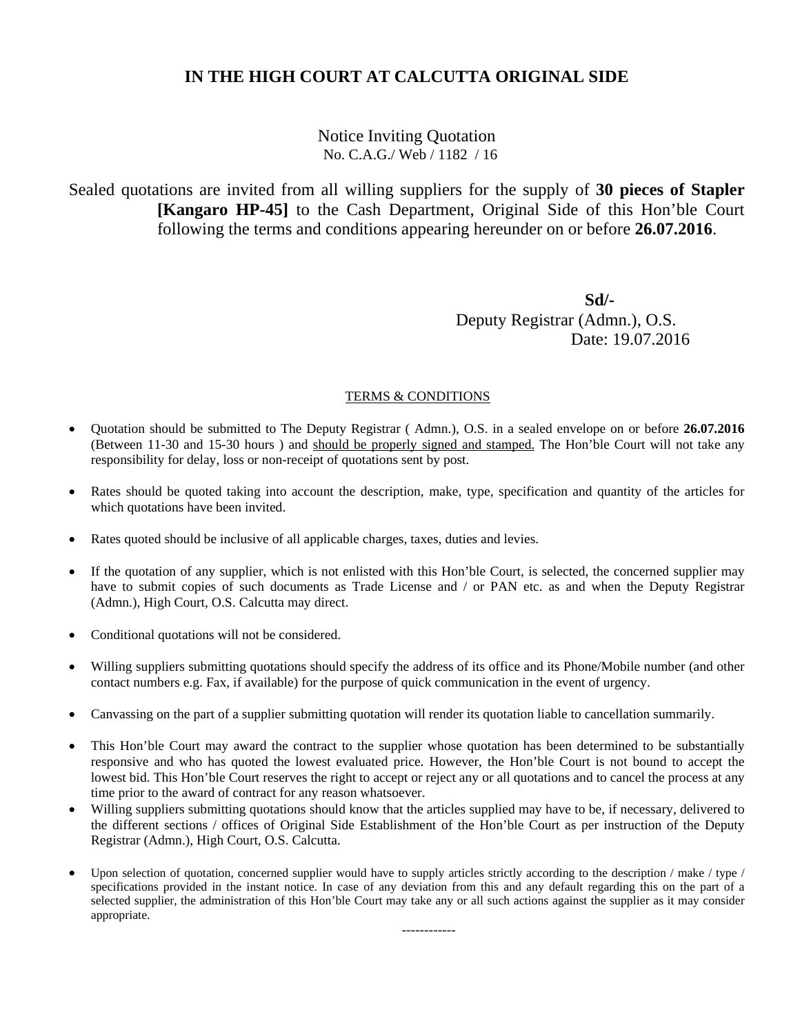# IN THE HIGH COURT AT CALCUTTA ORIGINAL SIDE

Notice Inviting Quotation
No. C.A.G./ Web / 1182 / 16

Sealed quotations are invited from all willing suppliers for the supply of **30 pieces of Stapler [Kangaro HP-45]** to the Cash Department, Original Side of this Hon'ble Court following the terms and conditions appearing hereunder on or before **26.07.2016**.

**Sd/-**
Deputy Registrar (Admn.), O.S.
Date: 19.07.2016

TERMS & CONDITIONS

- Quotation should be submitted to The Deputy Registrar ( Admn.), O.S. in a sealed envelope on or before **26.07.2016** (Between 11-30 and 15-30 hours ) and should be properly signed and stamped. The Hon'ble Court will not take any responsibility for delay, loss or non-receipt of quotations sent by post.
- Rates should be quoted taking into account the description, make, type, specification and quantity of the articles for which quotations have been invited.
- Rates quoted should be inclusive of all applicable charges, taxes, duties and levies.
- If the quotation of any supplier, which is not enlisted with this Hon'ble Court, is selected, the concerned supplier may have to submit copies of such documents as Trade License and / or PAN etc. as and when the Deputy Registrar (Admn.), High Court, O.S. Calcutta may direct.
- Conditional quotations will not be considered.
- Willing suppliers submitting quotations should specify the address of its office and its Phone/Mobile number (and other contact numbers e.g. Fax, if available) for the purpose of quick communication in the event of urgency.
- Canvassing on the part of a supplier submitting quotation will render its quotation liable to cancellation summarily.
- This Hon'ble Court may award the contract to the supplier whose quotation has been determined to be substantially responsive and who has quoted the lowest evaluated price. However, the Hon'ble Court is not bound to accept the lowest bid. This Hon'ble Court reserves the right to accept or reject any or all quotations and to cancel the process at any time prior to the award of contract for any reason whatsoever.
- Willing suppliers submitting quotations should know that the articles supplied may have to be, if necessary, delivered to the different sections / offices of Original Side Establishment of the Hon'ble Court as per instruction of the Deputy Registrar (Admn.), High Court, O.S. Calcutta.
- Upon selection of quotation, concerned supplier would have to supply articles strictly according to the description / make / type / specifications provided in the instant notice. In case of any deviation from this and any default regarding this on the part of a selected supplier, the administration of this Hon'ble Court may take any or all such actions against the supplier as it may consider appropriate.

------------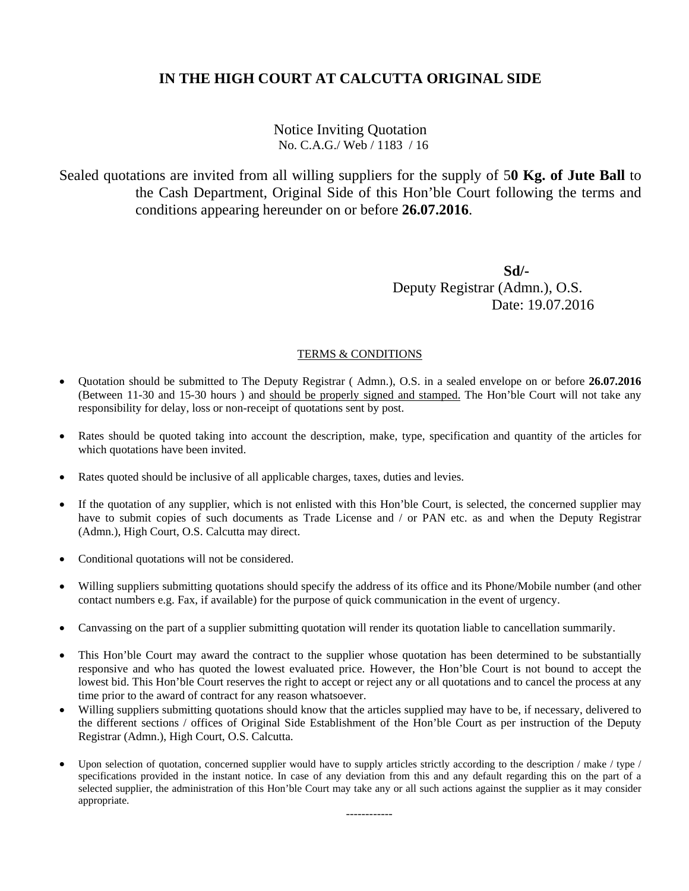# IN THE HIGH COURT AT CALCUTTA ORIGINAL SIDE

Notice Inviting Quotation
No. C.A.G./ Web / 1183 / 16

Sealed quotations are invited from all willing suppliers for the supply of 5**0 Kg. of Jute Ball** to the Cash Department, Original Side of this Hon'ble Court following the terms and conditions appearing hereunder on or before **26.07.2016**.

**Sd/-**
Deputy Registrar (Admn.), O.S.
Date: 19.07.2016

TERMS & CONDITIONS

- Quotation should be submitted to The Deputy Registrar ( Admn.), O.S. in a sealed envelope on or before **26.07.2016** (Between 11-30 and 15-30 hours ) and should be properly signed and stamped. The Hon'ble Court will not take any responsibility for delay, loss or non-receipt of quotations sent by post.
- Rates should be quoted taking into account the description, make, type, specification and quantity of the articles for which quotations have been invited.
- Rates quoted should be inclusive of all applicable charges, taxes, duties and levies.
- If the quotation of any supplier, which is not enlisted with this Hon'ble Court, is selected, the concerned supplier may have to submit copies of such documents as Trade License and / or PAN etc. as and when the Deputy Registrar (Admn.), High Court, O.S. Calcutta may direct.
- Conditional quotations will not be considered.
- Willing suppliers submitting quotations should specify the address of its office and its Phone/Mobile number (and other contact numbers e.g. Fax, if available) for the purpose of quick communication in the event of urgency.
- Canvassing on the part of a supplier submitting quotation will render its quotation liable to cancellation summarily.
- This Hon'ble Court may award the contract to the supplier whose quotation has been determined to be substantially responsive and who has quoted the lowest evaluated price. However, the Hon'ble Court is not bound to accept the lowest bid. This Hon'ble Court reserves the right to accept or reject any or all quotations and to cancel the process at any time prior to the award of contract for any reason whatsoever.
- Willing suppliers submitting quotations should know that the articles supplied may have to be, if necessary, delivered to the different sections / offices of Original Side Establishment of the Hon'ble Court as per instruction of the Deputy Registrar (Admn.), High Court, O.S. Calcutta.
- Upon selection of quotation, concerned supplier would have to supply articles strictly according to the description / make / type / specifications provided in the instant notice. In case of any deviation from this and any default regarding this on the part of a selected supplier, the administration of this Hon'ble Court may take any or all such actions against the supplier as it may consider appropriate.

------------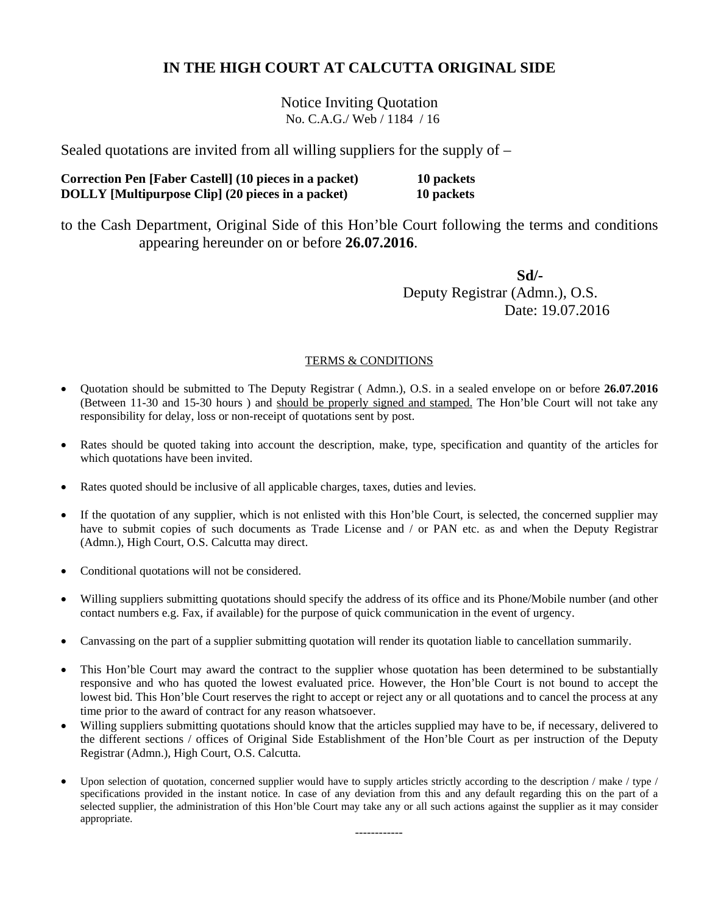# IN THE HIGH COURT AT CALCUTTA ORIGINAL SIDE

Notice Inviting Quotation
No. C.A.G./ Web / 1184 / 16

Sealed quotations are invited from all willing suppliers for the supply of –

| | |
|---|---|
| **Correction Pen [Faber Castell] (10 pieces in a packet)** | **10 packets** |
| **DOLLY [Multipurpose Clip] (20 pieces in a packet)** | **10 packets** |

to the Cash Department, Original Side of this Hon'ble Court following the terms and conditions appearing hereunder on or before **26.07.2016**.

**Sd/-**
Deputy Registrar (Admn.), O.S.
Date: 19.07.2016

TERMS & CONDITIONS

- Quotation should be submitted to The Deputy Registrar ( Admn.), O.S. in a sealed envelope on or before **26.07.2016** (Between 11-30 and 15-30 hours ) and should be properly signed and stamped. The Hon'ble Court will not take any responsibility for delay, loss or non-receipt of quotations sent by post.
- Rates should be quoted taking into account the description, make, type, specification and quantity of the articles for which quotations have been invited.
- Rates quoted should be inclusive of all applicable charges, taxes, duties and levies.
- If the quotation of any supplier, which is not enlisted with this Hon'ble Court, is selected, the concerned supplier may have to submit copies of such documents as Trade License and / or PAN etc. as and when the Deputy Registrar (Admn.), High Court, O.S. Calcutta may direct.
- Conditional quotations will not be considered.
- Willing suppliers submitting quotations should specify the address of its office and its Phone/Mobile number (and other contact numbers e.g. Fax, if available) for the purpose of quick communication in the event of urgency.
- Canvassing on the part of a supplier submitting quotation will render its quotation liable to cancellation summarily.
- This Hon'ble Court may award the contract to the supplier whose quotation has been determined to be substantially responsive and who has quoted the lowest evaluated price. However, the Hon'ble Court is not bound to accept the lowest bid. This Hon'ble Court reserves the right to accept or reject any or all quotations and to cancel the process at any time prior to the award of contract for any reason whatsoever.
- Willing suppliers submitting quotations should know that the articles supplied may have to be, if necessary, delivered to the different sections / offices of Original Side Establishment of the Hon'ble Court as per instruction of the Deputy Registrar (Admn.), High Court, O.S. Calcutta.
- Upon selection of quotation, concerned supplier would have to supply articles strictly according to the description / make / type / specifications provided in the instant notice. In case of any deviation from this and any default regarding this on the part of a selected supplier, the administration of this Hon'ble Court may take any or all such actions against the supplier as it may consider appropriate.

------------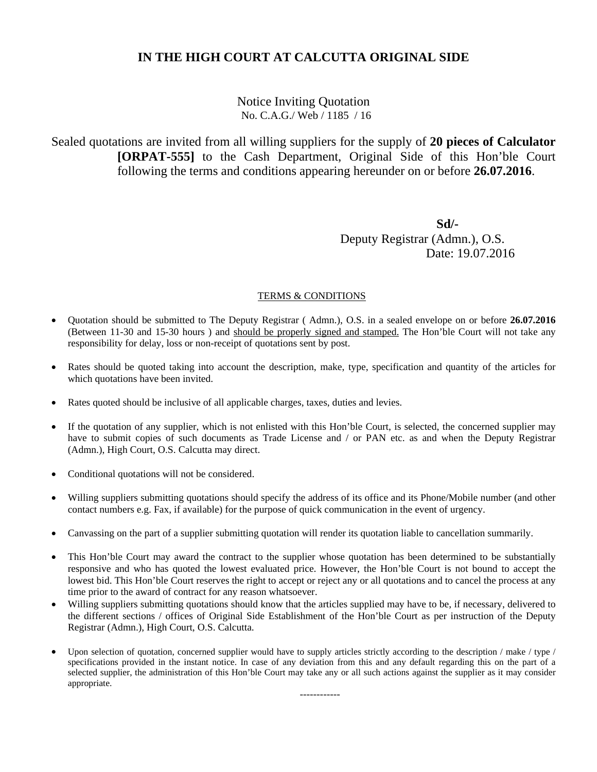# IN THE HIGH COURT AT CALCUTTA ORIGINAL SIDE

Notice Inviting Quotation
No. C.A.G./ Web / 1185 / 16

Sealed quotations are invited from all willing suppliers for the supply of **20 pieces of Calculator [ORPAT-555]** to the Cash Department, Original Side of this Hon'ble Court following the terms and conditions appearing hereunder on or before **26.07.2016**.

**Sd/-**
Deputy Registrar (Admn.), O.S.
Date: 19.07.2016

TERMS & CONDITIONS

- Quotation should be submitted to The Deputy Registrar ( Admn.), O.S. in a sealed envelope on or before **26.07.2016** (Between 11-30 and 15-30 hours ) and should be properly signed and stamped. The Hon'ble Court will not take any responsibility for delay, loss or non-receipt of quotations sent by post.
- Rates should be quoted taking into account the description, make, type, specification and quantity of the articles for which quotations have been invited.
- Rates quoted should be inclusive of all applicable charges, taxes, duties and levies.
- If the quotation of any supplier, which is not enlisted with this Hon'ble Court, is selected, the concerned supplier may have to submit copies of such documents as Trade License and / or PAN etc. as and when the Deputy Registrar (Admn.), High Court, O.S. Calcutta may direct.
- Conditional quotations will not be considered.
- Willing suppliers submitting quotations should specify the address of its office and its Phone/Mobile number (and other contact numbers e.g. Fax, if available) for the purpose of quick communication in the event of urgency.
- Canvassing on the part of a supplier submitting quotation will render its quotation liable to cancellation summarily.
- This Hon'ble Court may award the contract to the supplier whose quotation has been determined to be substantially responsive and who has quoted the lowest evaluated price. However, the Hon'ble Court is not bound to accept the lowest bid. This Hon'ble Court reserves the right to accept or reject any or all quotations and to cancel the process at any time prior to the award of contract for any reason whatsoever.
- Willing suppliers submitting quotations should know that the articles supplied may have to be, if necessary, delivered to the different sections / offices of Original Side Establishment of the Hon'ble Court as per instruction of the Deputy Registrar (Admn.), High Court, O.S. Calcutta.
- Upon selection of quotation, concerned supplier would have to supply articles strictly according to the description / make / type / specifications provided in the instant notice. In case of any deviation from this and any default regarding this on the part of a selected supplier, the administration of this Hon'ble Court may take any or all such actions against the supplier as it may consider appropriate.

------------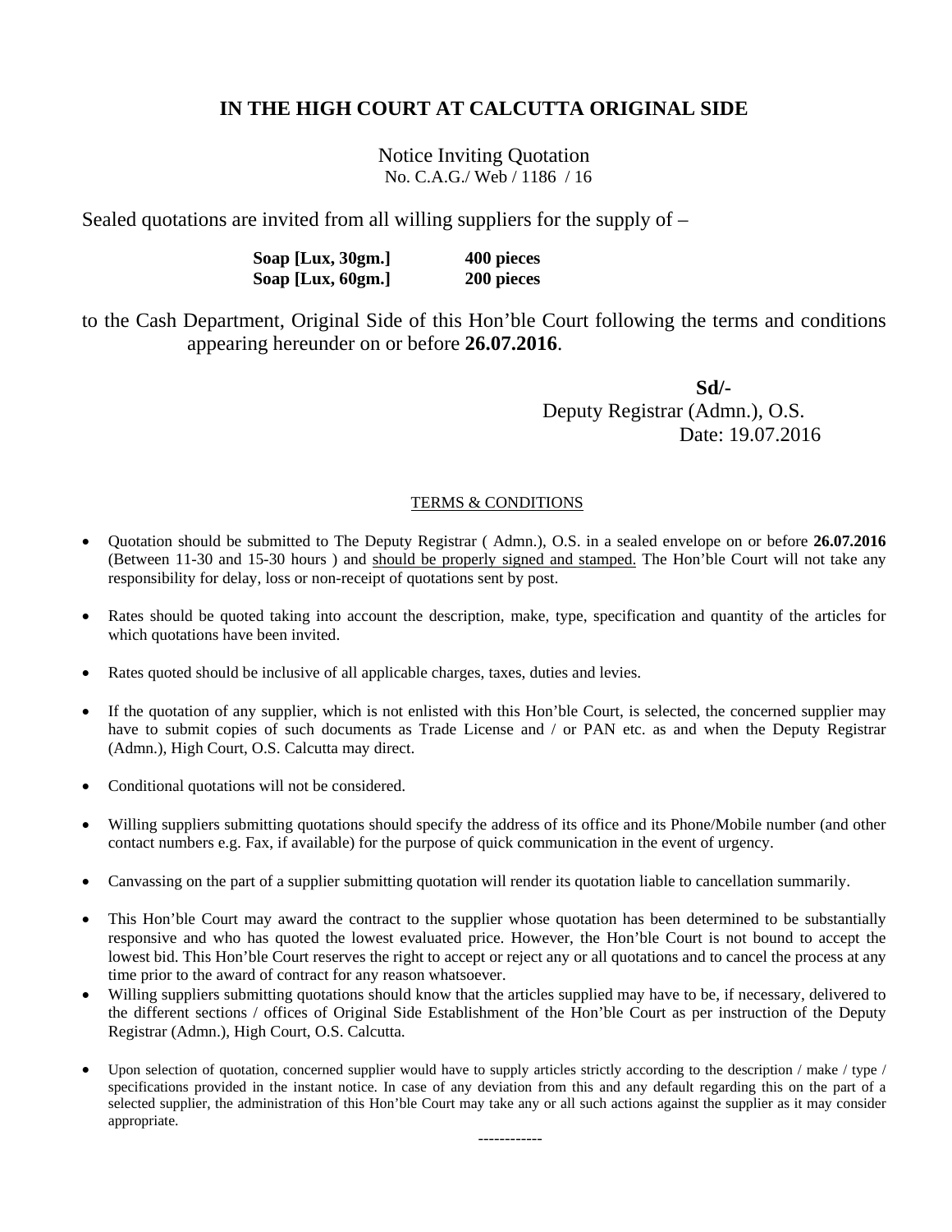# IN THE HIGH COURT AT CALCUTTA ORIGINAL SIDE

Notice Inviting Quotation
No. C.A.G./ Web / 1186 / 16

Sealed quotations are invited from all willing suppliers for the supply of –

| | |
|---|---|
| **Soap [Lux, 30gm.]** | **400 pieces** |
| **Soap [Lux, 60gm.]** | **200 pieces** |

to the Cash Department, Original Side of this Hon'ble Court following the terms and conditions appearing hereunder on or before **26.07.2016**.

**Sd/-**
Deputy Registrar (Admn.), O.S.
Date: 19.07.2016

TERMS & CONDITIONS

- Quotation should be submitted to The Deputy Registrar ( Admn.), O.S. in a sealed envelope on or before **26.07.2016** (Between 11-30 and 15-30 hours ) and should be properly signed and stamped. The Hon'ble Court will not take any responsibility for delay, loss or non-receipt of quotations sent by post.
- Rates should be quoted taking into account the description, make, type, specification and quantity of the articles for which quotations have been invited.
- Rates quoted should be inclusive of all applicable charges, taxes, duties and levies.
- If the quotation of any supplier, which is not enlisted with this Hon'ble Court, is selected, the concerned supplier may have to submit copies of such documents as Trade License and / or PAN etc. as and when the Deputy Registrar (Admn.), High Court, O.S. Calcutta may direct.
- Conditional quotations will not be considered.
- Willing suppliers submitting quotations should specify the address of its office and its Phone/Mobile number (and other contact numbers e.g. Fax, if available) for the purpose of quick communication in the event of urgency.
- Canvassing on the part of a supplier submitting quotation will render its quotation liable to cancellation summarily.
- This Hon'ble Court may award the contract to the supplier whose quotation has been determined to be substantially responsive and who has quoted the lowest evaluated price. However, the Hon'ble Court is not bound to accept the lowest bid. This Hon'ble Court reserves the right to accept or reject any or all quotations and to cancel the process at any time prior to the award of contract for any reason whatsoever.
- Willing suppliers submitting quotations should know that the articles supplied may have to be, if necessary, delivered to the different sections / offices of Original Side Establishment of the Hon'ble Court as per instruction of the Deputy Registrar (Admn.), High Court, O.S. Calcutta.
- Upon selection of quotation, concerned supplier would have to supply articles strictly according to the description / make / type / specifications provided in the instant notice. In case of any deviation from this and any default regarding this on the part of a selected supplier, the administration of this Hon'ble Court may take any or all such actions against the supplier as it may consider appropriate.

------------